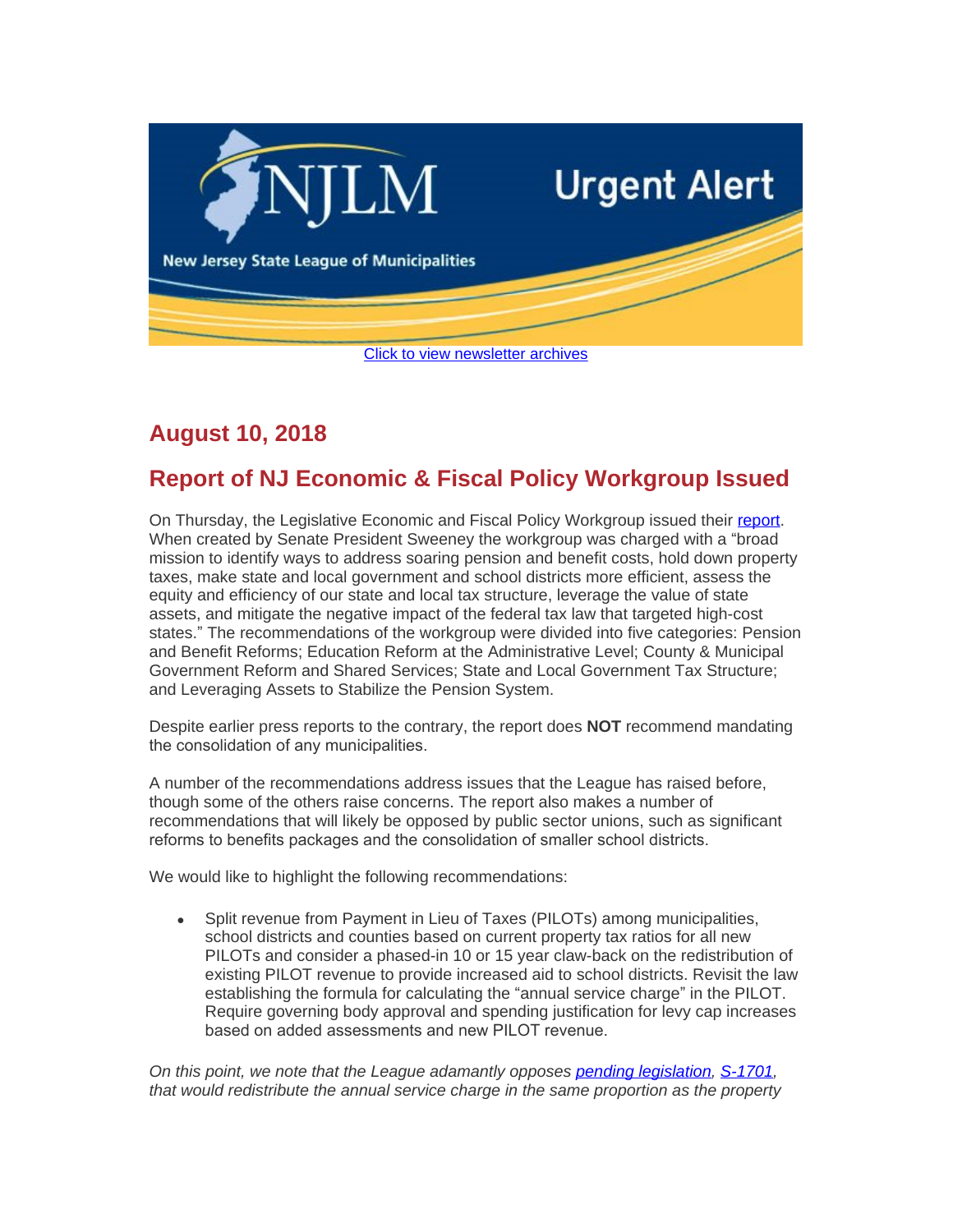NJLM

New Jersey State League of Municipalities

Urgent Alert

[Click to view newsletter archives]

## August 10, 2018

## Report of NJ Economic & Fiscal Policy Workgroup Issued

On Thursday, the Legislative Economic and Fiscal Policy Workgroup issued their [report]. When created by Senate President Sweeney the workgroup was charged with a "broad mission to identify ways to address soaring pension and benefit costs, hold down property taxes, make state and local government and school districts more efficient, assess the equity and efficiency of our state and local tax structure, leverage the value of state assets, and mitigate the negative impact of the federal tax law that targeted high-cost states." The recommendations of the workgroup were divided into five categories: Pension and Benefit Reforms; Education Reform at the Administrative Level; County & Municipal Government Reform and Shared Services; State and Local Government Tax Structure; and Leveraging Assets to Stabilize the Pension System.

Despite earlier press reports to the contrary, the report does **NOT** recommend mandating the consolidation of any municipalities.

A number of the recommendations address issues that the League has raised before, though some of the others raise concerns. The report also makes a number of recommendations that will likely be opposed by public sector unions, such as significant reforms to benefits packages and the consolidation of smaller school districts.

We would like to highlight the following recommendations:

- Split revenue from Payment in Lieu of Taxes (PILOTs) among municipalities, school districts and counties based on current property tax ratios for all new PILOTs and consider a phased-in 10 or 15 year claw-back on the redistribution of existing PILOT revenue to provide increased aid to school districts. Revisit the law establishing the formula for calculating the "annual service charge" in the PILOT. Require governing body approval and spending justification for levy cap increases based on added assessments and new PILOT revenue.

*On this point, we note that the League adamantly opposes [pending legislation], [S-1701], that would redistribute the annual service charge in the same proportion as the property*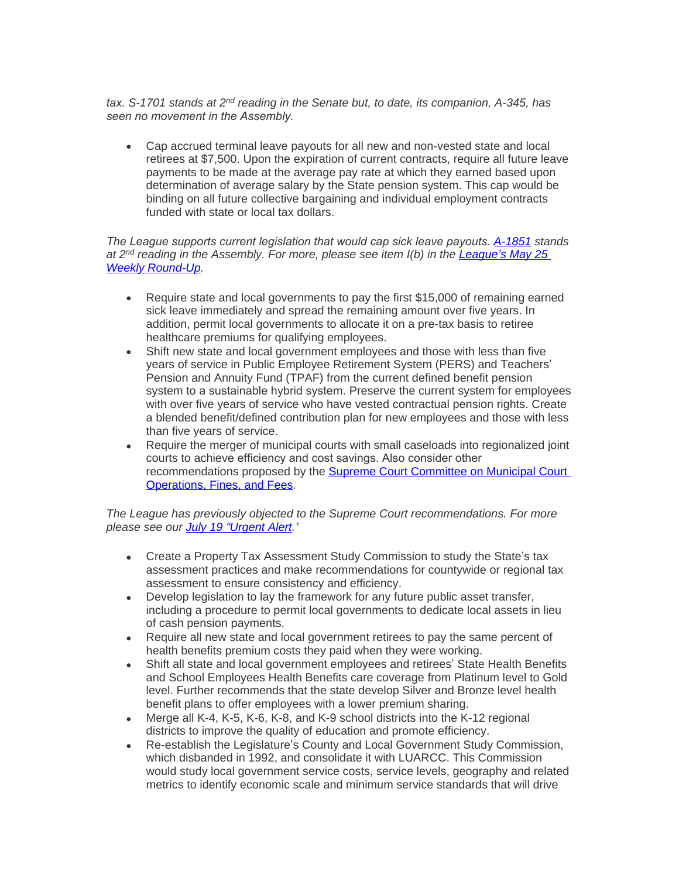*tax. S-1701 stands at 2nd reading in the Senate but, to date, its companion, A-345, has seen no movement in the Assembly.*

- Cap accrued terminal leave payouts for all new and non-vested state and local retirees at $7,500. Upon the expiration of current contracts, require all future leave payments to be made at the average pay rate at which they earned based upon determination of average salary by the State pension system. This cap would be binding on all future collective bargaining and individual employment contracts funded with state or local tax dollars.

*The League supports current legislation that would cap sick leave payouts. A-1851 stands at 2nd reading in the Assembly. For more, please see item I(b) in the League's May 25 Weekly Round-Up.*

- Require state and local governments to pay the first $15,000 of remaining earned sick leave immediately and spread the remaining amount over five years. In addition, permit local governments to allocate it on a pre-tax basis to retiree healthcare premiums for qualifying employees.
- Shift new state and local government employees and those with less than five years of service in Public Employee Retirement System (PERS) and Teachers' Pension and Annuity Fund (TPAF) from the current defined benefit pension system to a sustainable hybrid system. Preserve the current system for employees with over five years of service who have vested contractual pension rights. Create a blended benefit/defined contribution plan for new employees and those with less than five years of service.
- Require the merger of municipal courts with small caseloads into regionalized joint courts to achieve efficiency and cost savings. Also consider other recommendations proposed by the Supreme Court Committee on Municipal Court Operations, Fines, and Fees.

*The League has previously objected to the Supreme Court recommendations. For more please see our July 19 "Urgent Alert."*

- Create a Property Tax Assessment Study Commission to study the State's tax assessment practices and make recommendations for countywide or regional tax assessment to ensure consistency and efficiency.
- Develop legislation to lay the framework for any future public asset transfer, including a procedure to permit local governments to dedicate local assets in lieu of cash pension payments.
- Require all new state and local government retirees to pay the same percent of health benefits premium costs they paid when they were working.
- Shift all state and local government employees and retirees' State Health Benefits and School Employees Health Benefits care coverage from Platinum level to Gold level. Further recommends that the state develop Silver and Bronze level health benefit plans to offer employees with a lower premium sharing.
- Merge all K-4, K-5, K-6, K-8, and K-9 school districts into the K-12 regional districts to improve the quality of education and promote efficiency.
- Re-establish the Legislature's County and Local Government Study Commission, which disbanded in 1992, and consolidate it with LUARCC. This Commission would study local government service costs, service levels, geography and related metrics to identify economic scale and minimum service standards that will drive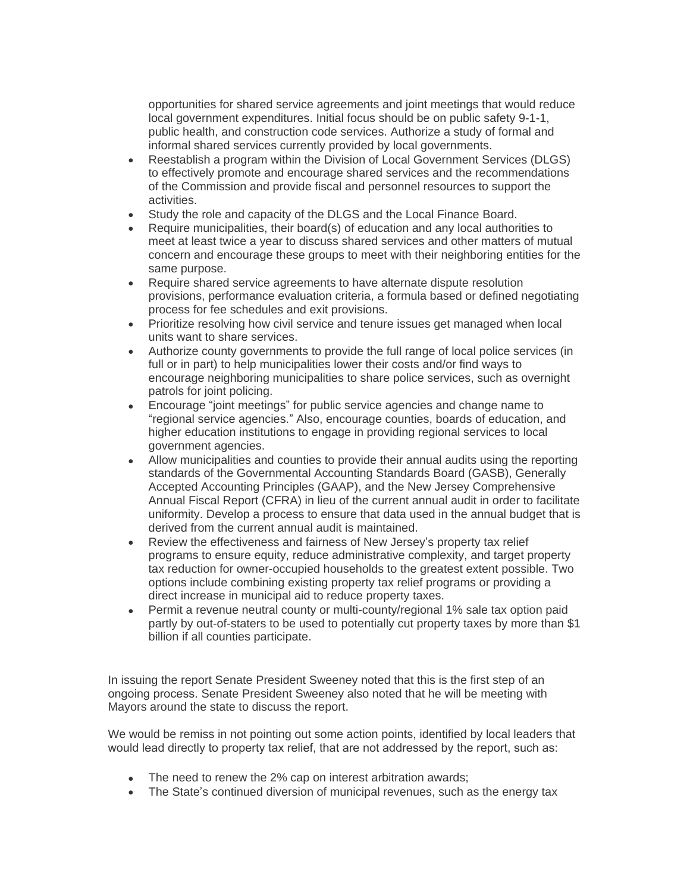opportunities for shared service agreements and joint meetings that would reduce local government expenditures. Initial focus should be on public safety 9-1-1, public health, and construction code services. Authorize a study of formal and informal shared services currently provided by local governments.

- Reestablish a program within the Division of Local Government Services (DLGS) to effectively promote and encourage shared services and the recommendations of the Commission and provide fiscal and personnel resources to support the activities.
- Study the role and capacity of the DLGS and the Local Finance Board.
- Require municipalities, their board(s) of education and any local authorities to meet at least twice a year to discuss shared services and other matters of mutual concern and encourage these groups to meet with their neighboring entities for the same purpose.
- Require shared service agreements to have alternate dispute resolution provisions, performance evaluation criteria, a formula based or defined negotiating process for fee schedules and exit provisions.
- Prioritize resolving how civil service and tenure issues get managed when local units want to share services.
- Authorize county governments to provide the full range of local police services (in full or in part) to help municipalities lower their costs and/or find ways to encourage neighboring municipalities to share police services, such as overnight patrols for joint policing.
- Encourage "joint meetings" for public service agencies and change name to "regional service agencies." Also, encourage counties, boards of education, and higher education institutions to engage in providing regional services to local government agencies.
- Allow municipalities and counties to provide their annual audits using the reporting standards of the Governmental Accounting Standards Board (GASB), Generally Accepted Accounting Principles (GAAP), and the New Jersey Comprehensive Annual Fiscal Report (CFRA) in lieu of the current annual audit in order to facilitate uniformity. Develop a process to ensure that data used in the annual budget that is derived from the current annual audit is maintained.
- Review the effectiveness and fairness of New Jersey's property tax relief programs to ensure equity, reduce administrative complexity, and target property tax reduction for owner-occupied households to the greatest extent possible. Two options include combining existing property tax relief programs or providing a direct increase in municipal aid to reduce property taxes.
- Permit a revenue neutral county or multi-county/regional 1% sale tax option paid partly by out-of-staters to be used to potentially cut property taxes by more than $1 billion if all counties participate.

In issuing the report Senate President Sweeney noted that this is the first step of an ongoing process. Senate President Sweeney also noted that he will be meeting with Mayors around the state to discuss the report.

We would be remiss in not pointing out some action points, identified by local leaders that would lead directly to property tax relief, that are not addressed by the report, such as:

- The need to renew the 2% cap on interest arbitration awards;
- The State's continued diversion of municipal revenues, such as the energy tax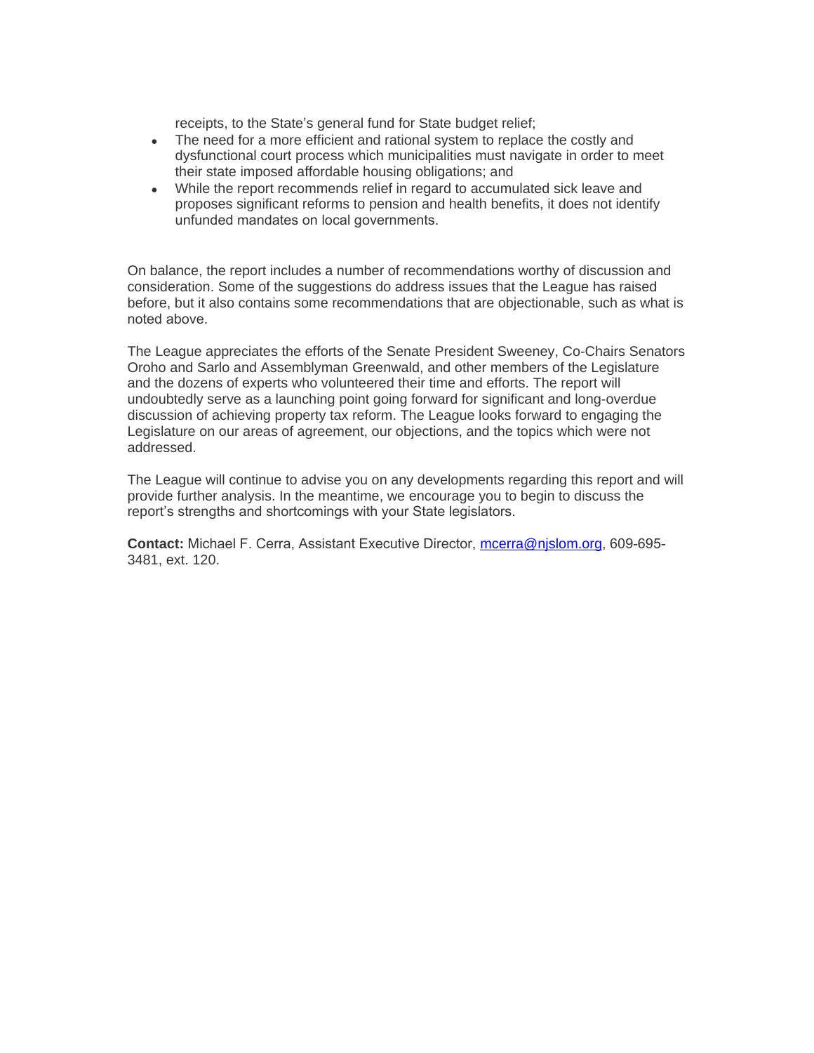receipts, to the State's general fund for State budget relief;

- The need for a more efficient and rational system to replace the costly and dysfunctional court process which municipalities must navigate in order to meet their state imposed affordable housing obligations; and
- While the report recommends relief in regard to accumulated sick leave and proposes significant reforms to pension and health benefits, it does not identify unfunded mandates on local governments.

On balance, the report includes a number of recommendations worthy of discussion and consideration. Some of the suggestions do address issues that the League has raised before, but it also contains some recommendations that are objectionable, such as what is noted above.

The League appreciates the efforts of the Senate President Sweeney, Co-Chairs Senators Oroho and Sarlo and Assemblyman Greenwald, and other members of the Legislature and the dozens of experts who volunteered their time and efforts. The report will undoubtedly serve as a launching point going forward for significant and long-overdue discussion of achieving property tax reform. The League looks forward to engaging the Legislature on our areas of agreement, our objections, and the topics which were not addressed.

The League will continue to advise you on any developments regarding this report and will provide further analysis. In the meantime, we encourage you to begin to discuss the report's strengths and shortcomings with your State legislators.

**Contact:** Michael F. Cerra, Assistant Executive Director, [mcerra@njslom.org](mailto:mcerra@njslom.org), 609-695-3481, ext. 120.